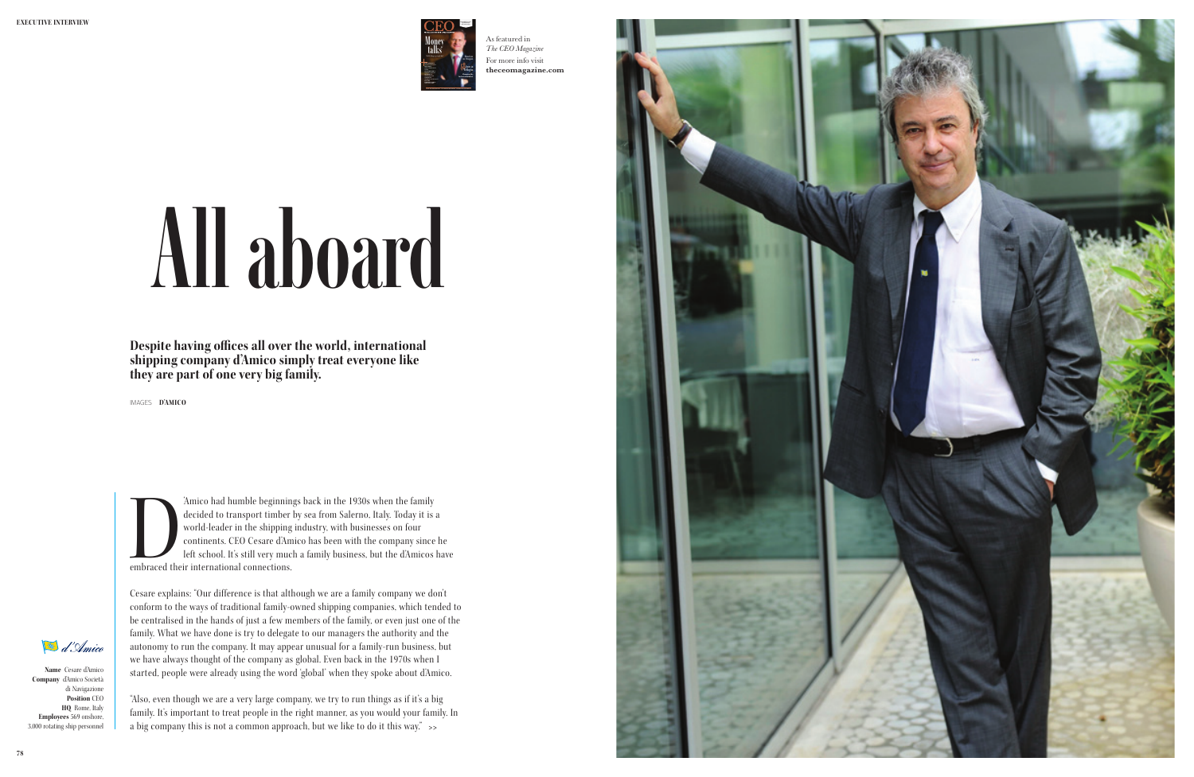As featured in *The CEO Magazine*
For more info visit **theceomagazine.com**

# All aboard

**Despite having offices all over the world, international shipping company d'Amico simply treat everyone like they are part of one very big family.**

IMAGES **D'AMICO**

D'Amico had humble beginnings back in the 1930s when the family decided to transport timber by sea from Salerno, Italy. Today it is a world-leader in the shipping industry, with businesses on four continents. CEO Cesare d'Amico has been with the company since he left school. It's still very much a family business, but the d'Amicos have embraced their international connections.

Cesare explains: "Our difference is that although we are a family company we don't conform to the ways of traditional family-owned shipping companies, which tended to be centralised in the hands of just a few members of the family, or even just one of the family. What we have done is try to delegate to our managers the authority and the autonomy to run the company. It may appear unusual for a family-run business, but we have always thought of the company as global. Even back in the 1970s when I started, people were already using the word 'global' when they spoke about d'Amico.

"Also, even though we are a very large company, we try to run things as if it's a big family. It's important to treat people in the right manner, as you would your family. In a big company this is not a common approach, but we like to do it this way." >>

d'Amico

**Name** Cesare d'Amico
**Company** d'Amico Società di Navigazione
**Position** CEO
**HQ** Rome, Italy
**Employees** 569 onshore, 3,000 rotating ship personnel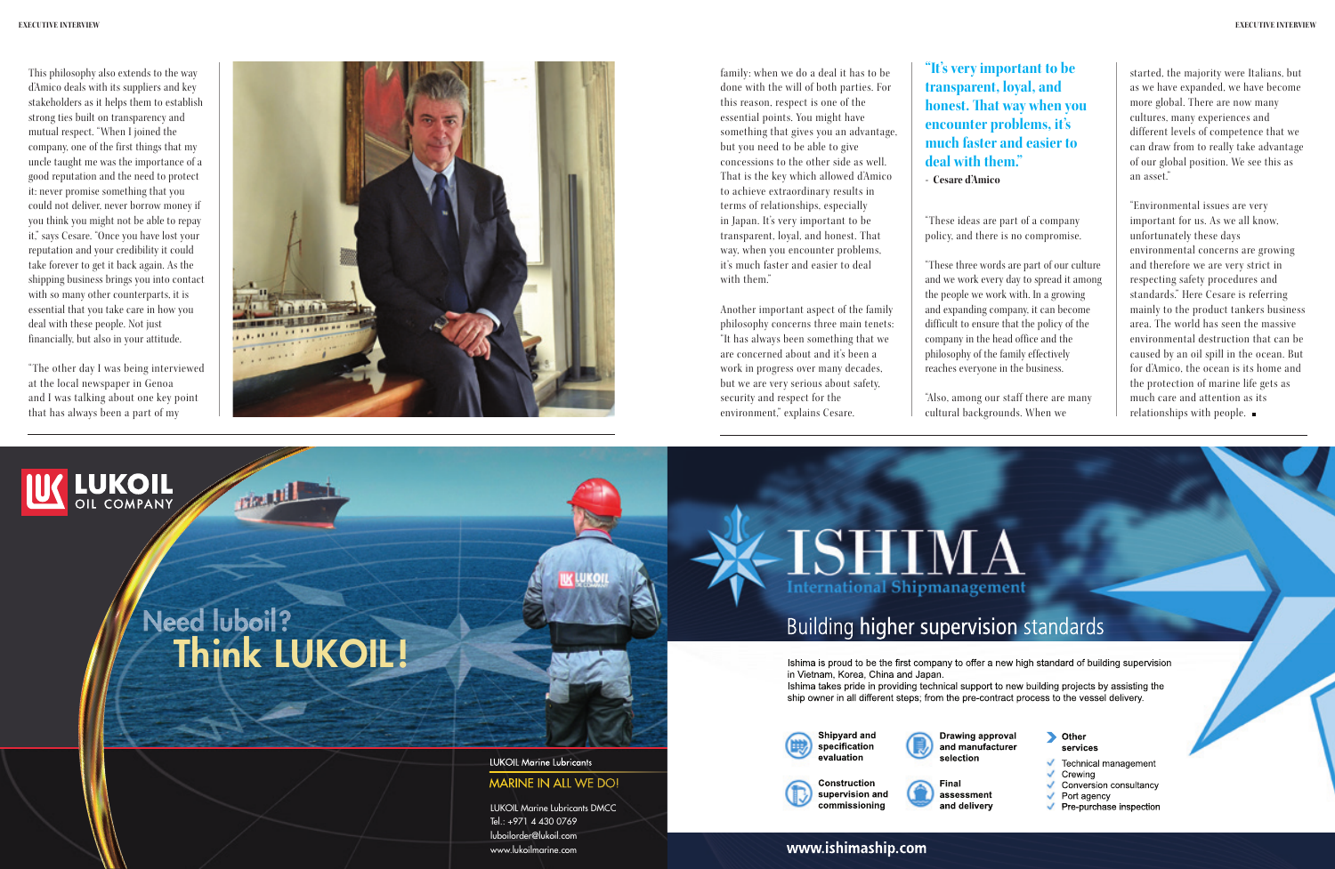This philosophy also extends to the way d'Amico deals with its suppliers and key stakeholders as it helps them to establish strong ties built on transparency and mutual respect. "When I joined the company, one of the first things that my uncle taught me was the importance of a good reputation and the need to protect it: never promise something that you could not deliver, never borrow money if you think you might not be able to repay it," says Cesare. "Once you have lost your reputation and your credibility it could take forever to get it back again. As the shipping business brings you into contact with so many other counterparts, it is essential that you take care in how you deal with these people. Not just financially, but also in your attitude.

"The other day I was being interviewed at the local newspaper in Genoa and I was talking about one key point that has always been a part of my family: when we do a deal it has to be done with the will of both parties. For this reason, respect is one of the essential points. You might have something that gives you an advantage, but you need to be able to give concessions to the other side as well. That is the key which allowed d'Amico to achieve extraordinary results in terms of relationships, especially in Japan. It's very important to be transparent, loyal, and honest. That way, when you encounter problems, it's much faster and easier to deal with them."

Another important aspect of the family philosophy concerns three main tenets: "It has always been something that we are concerned about and it's been a work in progress over many decades, but we are very serious about safety, security and respect for the environment," explains Cesare.

> **"It's very important to be transparent, loyal, and honest. That way when you encounter problems, it's much faster and easier to deal with them."**
> **- Cesare d'Amico**

"These ideas are part of a company policy, and there is no compromise.

"These three words are part of our culture and we work every day to spread it among the people we work with. In a growing and expanding company, it can become difficult to ensure that the policy of the company in the head office and the philosophy of the family effectively reaches everyone in the business.

"Also, among our staff there are many cultural backgrounds. When we started, the majority were Italians, but as we have expanded, we have become more global. There are now many cultures, many experiences and different levels of competence that we can draw from to really take advantage of our global position. We see this as an asset."

"Environmental issues are very important for us. As we all know, unfortunately these days environmental concerns are growing and therefore we are very strict in respecting safety procedures and standards." Here Cesare is referring mainly to the product tankers business area. The world has seen the massive environmental destruction that can be caused by an oil spill in the ocean. But for d'Amico, the ocean is its home and the protection of marine life gets as much care and attention as its relationships with people. ■

LUKOIL OIL COMPANY

Need luboil?
Think LUKOIL!

LUKOIL Marine Lubricants
MARINE IN ALL WE DO!

LUKOIL Marine Lubricants DMCC
Tel.: +971 4 430 0769
luboilorder@lukoil.com
www.lukoilmarine.com

ISHIMA
International Shipmanagement

Building higher supervision standards

Ishima is proud to be the first company to offer a new high standard of building supervision in Vietnam, Korea, China and Japan.
Ishima takes pride in providing technical support to new building projects by assisting the ship owner in all different steps; from the pre-contract process to the vessel delivery.

- Shipyard and specification evaluation
- Drawing approval and manufacturer selection
- Construction supervision and commissioning
- Final assessment and delivery

Other services
- Technical management
- Crewing
- Conversion consultancy
- Port agency
- Pre-purchase inspection

www.ishimaship.com